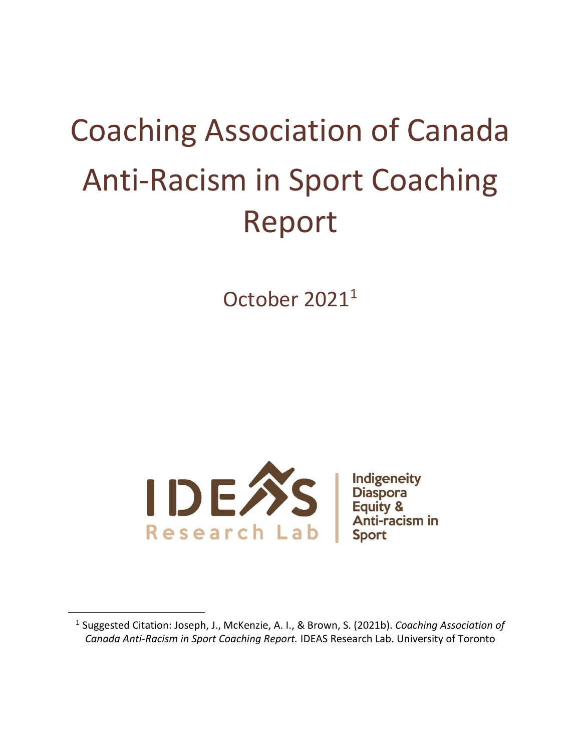# Coaching Association of Canada Anti-Racism in Sport Coaching Report

October 2021[1]

IDEAS Research Lab

Indigeneity Diaspora Equity & Anti-racism in Sport

[1] Suggested Citation: Joseph, J., McKenzie, A. I., & Brown, S. (2021b). *Coaching Association of Canada Anti-Racism in Sport Coaching Report.* IDEAS Research Lab. University of Toronto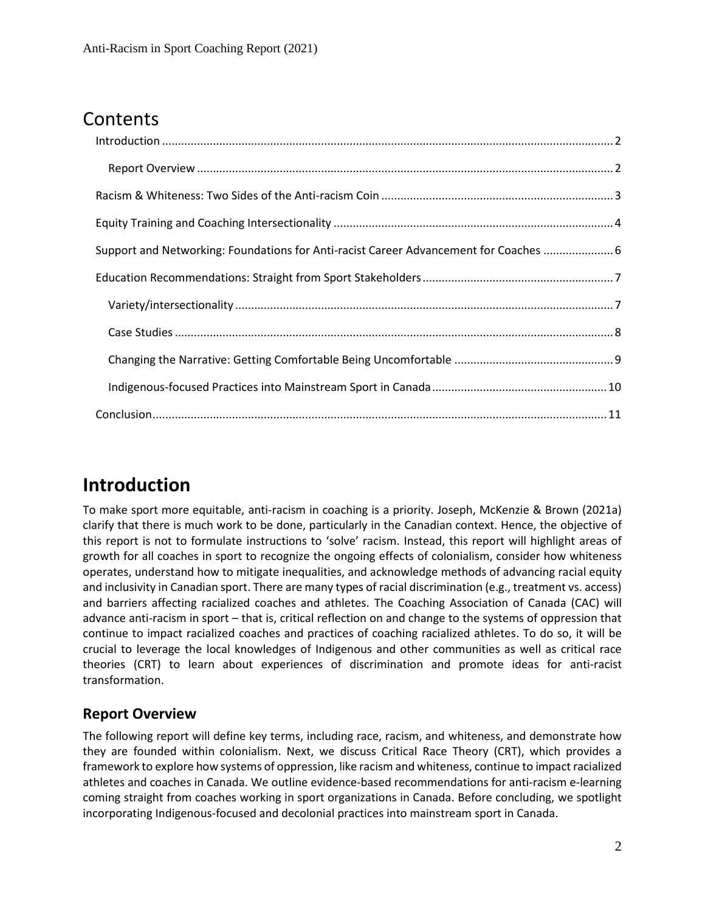# Contents

- Introduction ........ 2
  - Report Overview ........ 2
- Racism & Whiteness: Two Sides of the Anti-racism Coin ........ 3
- Equity Training and Coaching Intersectionality ........ 4
- Support and Networking: Foundations for Anti-racist Career Advancement for Coaches ........ 6
- Education Recommendations: Straight from Sport Stakeholders ........ 7
  - Variety/intersectionality ........ 7
  - Case Studies ........ 8
  - Changing the Narrative: Getting Comfortable Being Uncomfortable ........ 9
  - Indigenous-focused Practices into Mainstream Sport in Canada ........ 10
- Conclusion ........ 11

# Introduction

To make sport more equitable, anti-racism in coaching is a priority. Joseph, McKenzie & Brown (2021a) clarify that there is much work to be done, particularly in the Canadian context. Hence, the objective of this report is not to formulate instructions to 'solve' racism. Instead, this report will highlight areas of growth for all coaches in sport to recognize the ongoing effects of colonialism, consider how whiteness operates, understand how to mitigate inequalities, and acknowledge methods of advancing racial equity and inclusivity in Canadian sport. There are many types of racial discrimination (e.g., treatment vs. access) and barriers affecting racialized coaches and athletes. The Coaching Association of Canada (CAC) will advance anti-racism in sport – that is, critical reflection on and change to the systems of oppression that continue to impact racialized coaches and practices of coaching racialized athletes. To do so, it will be crucial to leverage the local knowledges of Indigenous and other communities as well as critical race theories (CRT) to learn about experiences of discrimination and promote ideas for anti-racist transformation.

## Report Overview

The following report will define key terms, including race, racism, and whiteness, and demonstrate how they are founded within colonialism. Next, we discuss Critical Race Theory (CRT), which provides a framework to explore how systems of oppression, like racism and whiteness, continue to impact racialized athletes and coaches in Canada. We outline evidence-based recommendations for anti-racism e-learning coming straight from coaches working in sport organizations in Canada. Before concluding, we spotlight incorporating Indigenous-focused and decolonial practices into mainstream sport in Canada.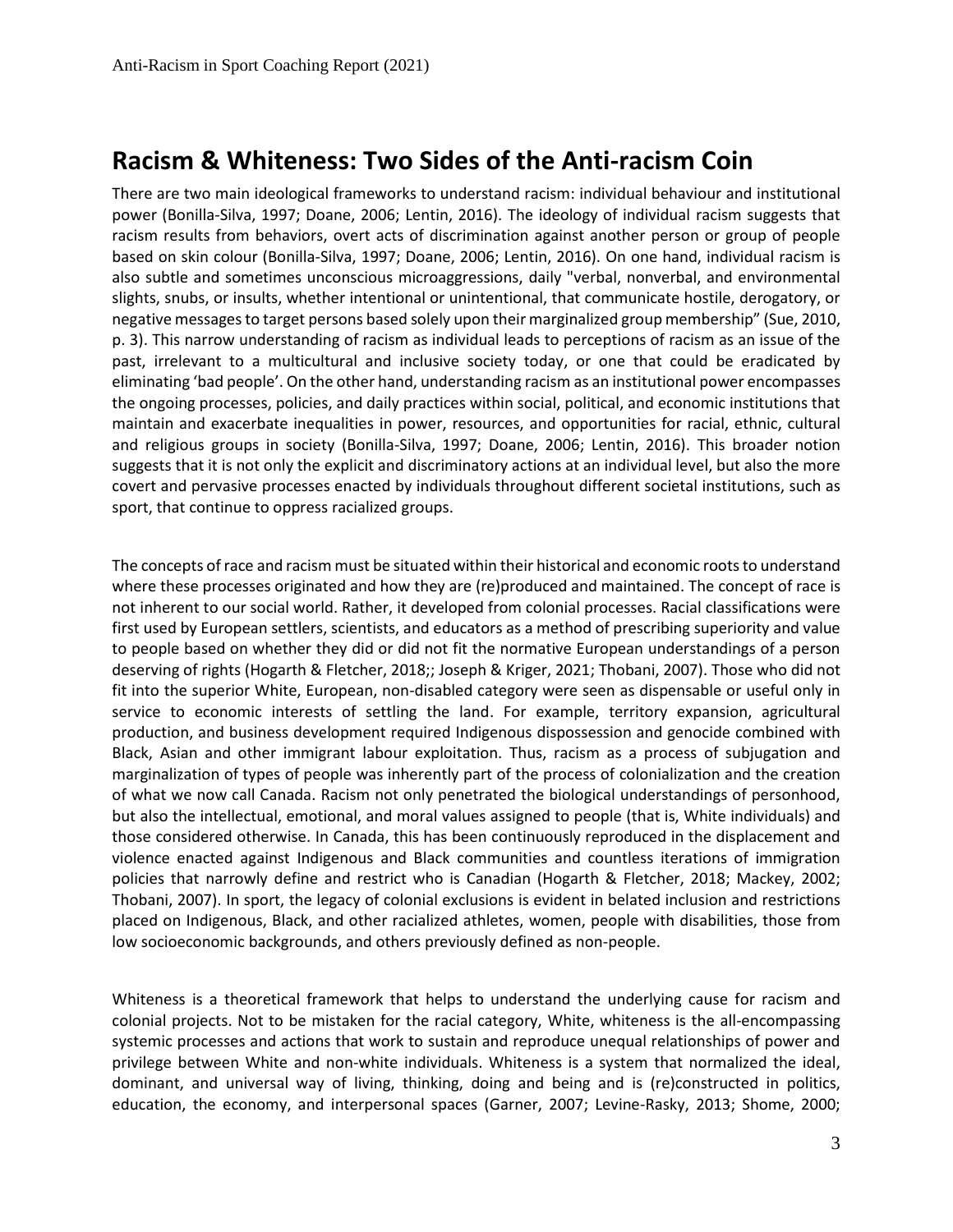## Racism & Whiteness: Two Sides of the Anti-racism Coin

There are two main ideological frameworks to understand racism: individual behaviour and institutional power (Bonilla-Silva, 1997; Doane, 2006; Lentin, 2016). The ideology of individual racism suggests that racism results from behaviors, overt acts of discrimination against another person or group of people based on skin colour (Bonilla-Silva, 1997; Doane, 2006; Lentin, 2016). On one hand, individual racism is also subtle and sometimes unconscious microaggressions, daily "verbal, nonverbal, and environmental slights, snubs, or insults, whether intentional or unintentional, that communicate hostile, derogatory, or negative messages to target persons based solely upon their marginalized group membership" (Sue, 2010, p. 3). This narrow understanding of racism as individual leads to perceptions of racism as an issue of the past, irrelevant to a multicultural and inclusive society today, or one that could be eradicated by eliminating 'bad people'. On the other hand, understanding racism as an institutional power encompasses the ongoing processes, policies, and daily practices within social, political, and economic institutions that maintain and exacerbate inequalities in power, resources, and opportunities for racial, ethnic, cultural and religious groups in society (Bonilla-Silva, 1997; Doane, 2006; Lentin, 2016). This broader notion suggests that it is not only the explicit and discriminatory actions at an individual level, but also the more covert and pervasive processes enacted by individuals throughout different societal institutions, such as sport, that continue to oppress racialized groups.

The concepts of race and racism must be situated within their historical and economic roots to understand where these processes originated and how they are (re)produced and maintained. The concept of race is not inherent to our social world. Rather, it developed from colonial processes. Racial classifications were first used by European settlers, scientists, and educators as a method of prescribing superiority and value to people based on whether they did or did not fit the normative European understandings of a person deserving of rights (Hogarth & Fletcher, 2018;; Joseph & Kriger, 2021; Thobani, 2007). Those who did not fit into the superior White, European, non-disabled category were seen as dispensable or useful only in service to economic interests of settling the land. For example, territory expansion, agricultural production, and business development required Indigenous dispossession and genocide combined with Black, Asian and other immigrant labour exploitation. Thus, racism as a process of subjugation and marginalization of types of people was inherently part of the process of colonialization and the creation of what we now call Canada. Racism not only penetrated the biological understandings of personhood, but also the intellectual, emotional, and moral values assigned to people (that is, White individuals) and those considered otherwise. In Canada, this has been continuously reproduced in the displacement and violence enacted against Indigenous and Black communities and countless iterations of immigration policies that narrowly define and restrict who is Canadian (Hogarth & Fletcher, 2018; Mackey, 2002; Thobani, 2007). In sport, the legacy of colonial exclusions is evident in belated inclusion and restrictions placed on Indigenous, Black, and other racialized athletes, women, people with disabilities, those from low socioeconomic backgrounds, and others previously defined as non-people.

Whiteness is a theoretical framework that helps to understand the underlying cause for racism and colonial projects. Not to be mistaken for the racial category, White, whiteness is the all-encompassing systemic processes and actions that work to sustain and reproduce unequal relationships of power and privilege between White and non-white individuals. Whiteness is a system that normalized the ideal, dominant, and universal way of living, thinking, doing and being and is (re)constructed in politics, education, the economy, and interpersonal spaces (Garner, 2007; Levine-Rasky, 2013; Shome, 2000;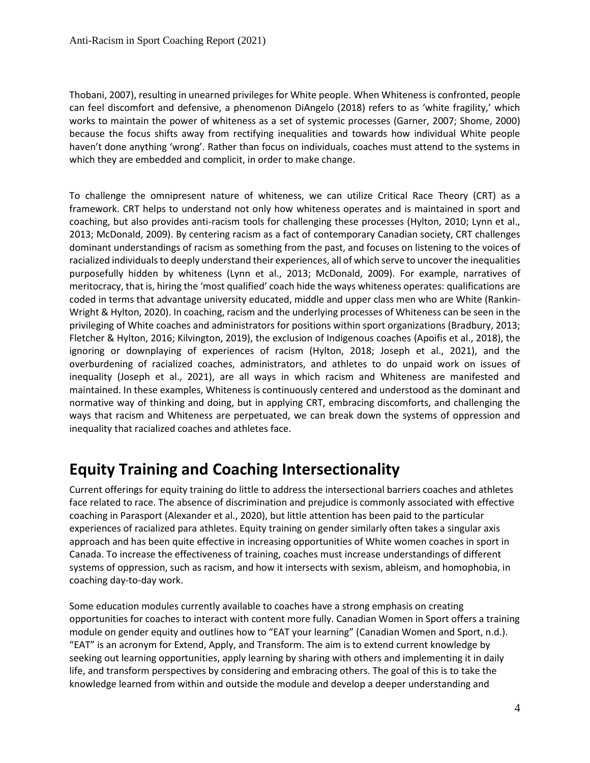Thobani, 2007), resulting in unearned privileges for White people. When Whiteness is confronted, people can feel discomfort and defensive, a phenomenon DiAngelo (2018) refers to as 'white fragility,' which works to maintain the power of whiteness as a set of systemic processes (Garner, 2007; Shome, 2000) because the focus shifts away from rectifying inequalities and towards how individual White people haven't done anything 'wrong'. Rather than focus on individuals, coaches must attend to the systems in which they are embedded and complicit, in order to make change.

To challenge the omnipresent nature of whiteness, we can utilize Critical Race Theory (CRT) as a framework. CRT helps to understand not only how whiteness operates and is maintained in sport and coaching, but also provides anti-racism tools for challenging these processes (Hylton, 2010; Lynn et al., 2013; McDonald, 2009). By centering racism as a fact of contemporary Canadian society, CRT challenges dominant understandings of racism as something from the past, and focuses on listening to the voices of racialized individuals to deeply understand their experiences, all of which serve to uncover the inequalities purposefully hidden by whiteness (Lynn et al., 2013; McDonald, 2009). For example, narratives of meritocracy, that is, hiring the 'most qualified' coach hide the ways whiteness operates: qualifications are coded in terms that advantage university educated, middle and upper class men who are White (Rankin-Wright & Hylton, 2020). In coaching, racism and the underlying processes of Whiteness can be seen in the privileging of White coaches and administrators for positions within sport organizations (Bradbury, 2013; Fletcher & Hylton, 2016; Kilvington, 2019), the exclusion of Indigenous coaches (Apoifis et al., 2018), the ignoring or downplaying of experiences of racism (Hylton, 2018; Joseph et al., 2021), and the overburdening of racialized coaches, administrators, and athletes to do unpaid work on issues of inequality (Joseph et al., 2021), are all ways in which racism and Whiteness are manifested and maintained. In these examples, Whiteness is continuously centered and understood as the dominant and normative way of thinking and doing, but in applying CRT, embracing discomforts, and challenging the ways that racism and Whiteness are perpetuated, we can break down the systems of oppression and inequality that racialized coaches and athletes face.

## Equity Training and Coaching Intersectionality

Current offerings for equity training do little to address the intersectional barriers coaches and athletes face related to race. The absence of discrimination and prejudice is commonly associated with effective coaching in Parasport (Alexander et al., 2020), but little attention has been paid to the particular experiences of racialized para athletes. Equity training on gender similarly often takes a singular axis approach and has been quite effective in increasing opportunities of White women coaches in sport in Canada. To increase the effectiveness of training, coaches must increase understandings of different systems of oppression, such as racism, and how it intersects with sexism, ableism, and homophobia, in coaching day-to-day work.

Some education modules currently available to coaches have a strong emphasis on creating opportunities for coaches to interact with content more fully. Canadian Women in Sport offers a training module on gender equity and outlines how to "EAT your learning" (Canadian Women and Sport, n.d.). "EAT" is an acronym for Extend, Apply, and Transform. The aim is to extend current knowledge by seeking out learning opportunities, apply learning by sharing with others and implementing it in daily life, and transform perspectives by considering and embracing others. The goal of this is to take the knowledge learned from within and outside the module and develop a deeper understanding and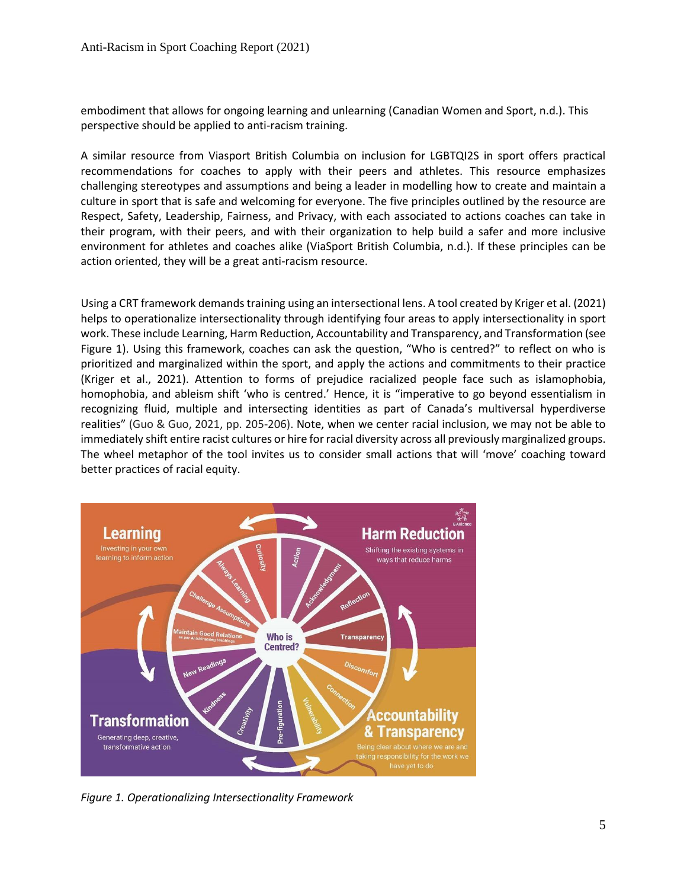embodiment that allows for ongoing learning and unlearning (Canadian Women and Sport, n.d.). This perspective should be applied to anti-racism training.

A similar resource from Viasport British Columbia on inclusion for LGBTQI2S in sport offers practical recommendations for coaches to apply with their peers and athletes. This resource emphasizes challenging stereotypes and assumptions and being a leader in modelling how to create and maintain a culture in sport that is safe and welcoming for everyone. The five principles outlined by the resource are Respect, Safety, Leadership, Fairness, and Privacy, with each associated to actions coaches can take in their program, with their peers, and with their organization to help build a safer and more inclusive environment for athletes and coaches alike (ViaSport British Columbia, n.d.). If these principles can be action oriented, they will be a great anti-racism resource.

Using a CRT framework demands training using an intersectional lens. A tool created by Kriger et al. (2021) helps to operationalize intersectionality through identifying four areas to apply intersectionality in sport work. These include Learning, Harm Reduction, Accountability and Transparency, and Transformation (see Figure 1). Using this framework, coaches can ask the question, "Who is centred?" to reflect on who is prioritized and marginalized within the sport, and apply the actions and commitments to their practice (Kriger et al., 2021). Attention to forms of prejudice racialized people face such as islamophobia, homophobia, and ableism shift 'who is centred.' Hence, it is "imperative to go beyond essentialism in recognizing fluid, multiple and intersecting identities as part of Canada's multiversal hyperdiverse realities" (Guo & Guo, 2021, pp. 205-206). Note, when we center racial inclusion, we may not be able to immediately shift entire racist cultures or hire for racial diversity across all previously marginalized groups. The wheel metaphor of the tool invites us to consider small actions that will 'move' coaching toward better practices of racial equity.

*Figure 1. Operationalizing Intersectionality Framework*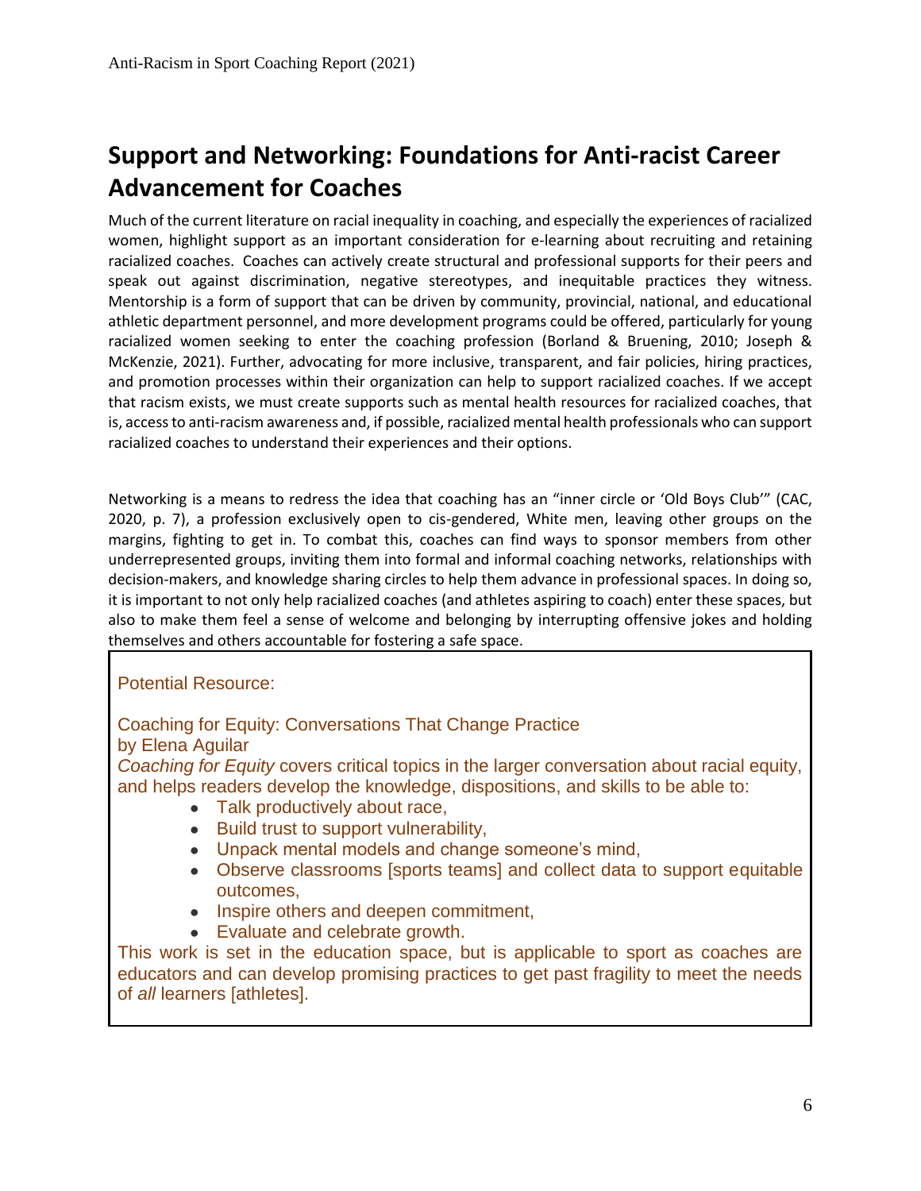## Support and Networking: Foundations for Anti-racist Career Advancement for Coaches

Much of the current literature on racial inequality in coaching, and especially the experiences of racialized women, highlight support as an important consideration for e-learning about recruiting and retaining racialized coaches. Coaches can actively create structural and professional supports for their peers and speak out against discrimination, negative stereotypes, and inequitable practices they witness. Mentorship is a form of support that can be driven by community, provincial, national, and educational athletic department personnel, and more development programs could be offered, particularly for young racialized women seeking to enter the coaching profession (Borland & Bruening, 2010; Joseph & McKenzie, 2021). Further, advocating for more inclusive, transparent, and fair policies, hiring practices, and promotion processes within their organization can help to support racialized coaches. If we accept that racism exists, we must create supports such as mental health resources for racialized coaches, that is, access to anti-racism awareness and, if possible, racialized mental health professionals who can support racialized coaches to understand their experiences and their options.

Networking is a means to redress the idea that coaching has an "inner circle or 'Old Boys Club'" (CAC, 2020, p. 7), a profession exclusively open to cis-gendered, White men, leaving other groups on the margins, fighting to get in. To combat this, coaches can find ways to sponsor members from other underrepresented groups, inviting them into formal and informal coaching networks, relationships with decision-makers, and knowledge sharing circles to help them advance in professional spaces. In doing so, it is important to not only help racialized coaches (and athletes aspiring to coach) enter these spaces, but also to make them feel a sense of welcome and belonging by interrupting offensive jokes and holding themselves and others accountable for fostering a safe space.

> Potential Resource:
>
> Coaching for Equity: Conversations That Change Practice
> by Elena Aguilar
>
> *Coaching for Equity* covers critical topics in the larger conversation about racial equity, and helps readers develop the knowledge, dispositions, and skills to be able to:
>
> - Talk productively about race,
> - Build trust to support vulnerability,
> - Unpack mental models and change someone's mind,
> - Observe classrooms [sports teams] and collect data to support equitable outcomes,
> - Inspire others and deepen commitment,
> - Evaluate and celebrate growth.
>
> This work is set in the education space, but is applicable to sport as coaches are educators and can develop promising practices to get past fragility to meet the needs of *all* learners [athletes].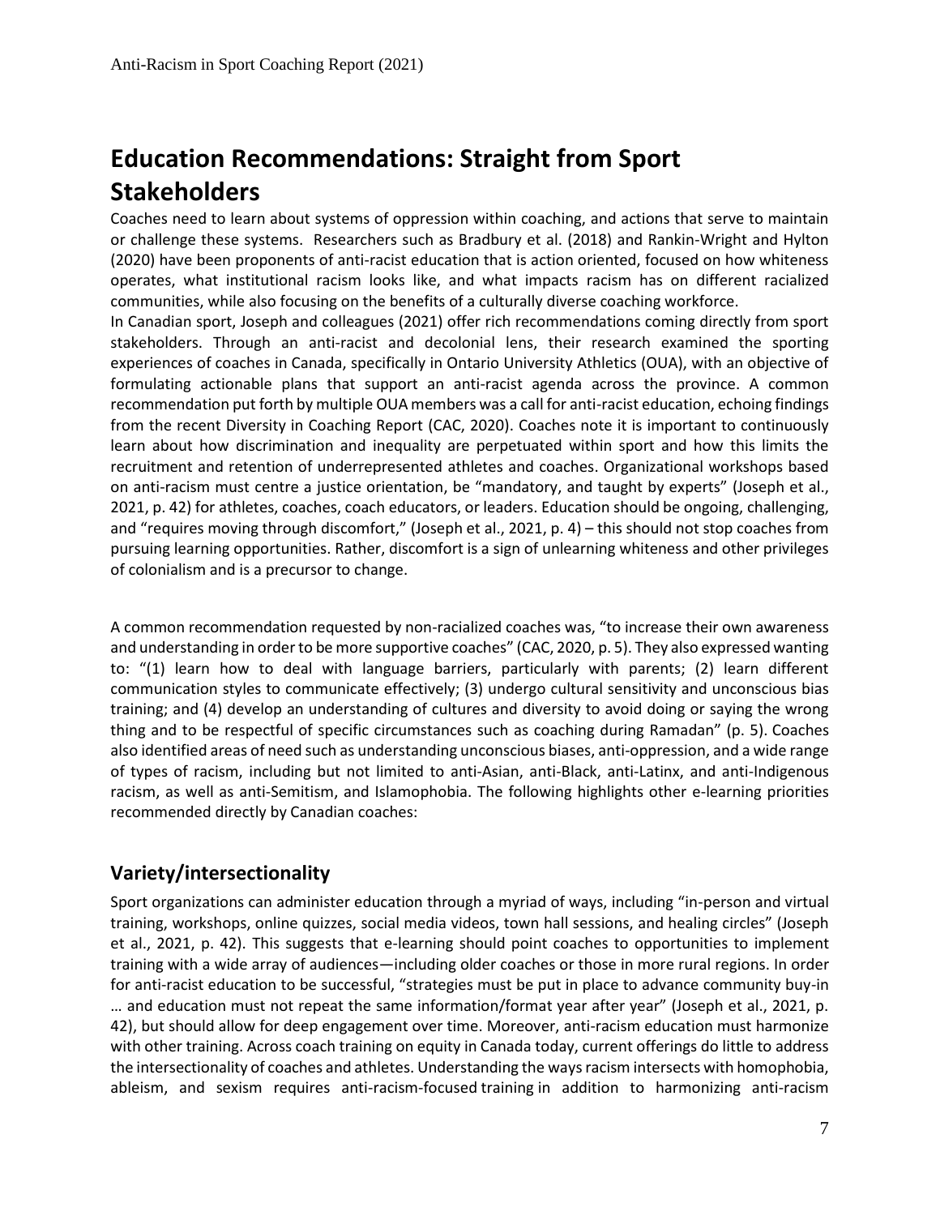# Education Recommendations: Straight from Sport Stakeholders

Coaches need to learn about systems of oppression within coaching, and actions that serve to maintain or challenge these systems. Researchers such as Bradbury et al. (2018) and Rankin-Wright and Hylton (2020) have been proponents of anti-racist education that is action oriented, focused on how whiteness operates, what institutional racism looks like, and what impacts racism has on different racialized communities, while also focusing on the benefits of a culturally diverse coaching workforce.

In Canadian sport, Joseph and colleagues (2021) offer rich recommendations coming directly from sport stakeholders. Through an anti-racist and decolonial lens, their research examined the sporting experiences of coaches in Canada, specifically in Ontario University Athletics (OUA), with an objective of formulating actionable plans that support an anti-racist agenda across the province. A common recommendation put forth by multiple OUA members was a call for anti-racist education, echoing findings from the recent Diversity in Coaching Report (CAC, 2020). Coaches note it is important to continuously learn about how discrimination and inequality are perpetuated within sport and how this limits the recruitment and retention of underrepresented athletes and coaches. Organizational workshops based on anti-racism must centre a justice orientation, be "mandatory, and taught by experts" (Joseph et al., 2021, p. 42) for athletes, coaches, coach educators, or leaders. Education should be ongoing, challenging, and "requires moving through discomfort," (Joseph et al., 2021, p. 4) – this should not stop coaches from pursuing learning opportunities. Rather, discomfort is a sign of unlearning whiteness and other privileges of colonialism and is a precursor to change.

A common recommendation requested by non-racialized coaches was, "to increase their own awareness and understanding in order to be more supportive coaches" (CAC, 2020, p. 5). They also expressed wanting to: "(1) learn how to deal with language barriers, particularly with parents; (2) learn different communication styles to communicate effectively; (3) undergo cultural sensitivity and unconscious bias training; and (4) develop an understanding of cultures and diversity to avoid doing or saying the wrong thing and to be respectful of specific circumstances such as coaching during Ramadan" (p. 5). Coaches also identified areas of need such as understanding unconscious biases, anti-oppression, and a wide range of types of racism, including but not limited to anti-Asian, anti-Black, anti-Latinx, and anti-Indigenous racism, as well as anti-Semitism, and Islamophobia. The following highlights other e-learning priorities recommended directly by Canadian coaches:

## Variety/intersectionality

Sport organizations can administer education through a myriad of ways, including "in-person and virtual training, workshops, online quizzes, social media videos, town hall sessions, and healing circles" (Joseph et al., 2021, p. 42). This suggests that e-learning should point coaches to opportunities to implement training with a wide array of audiences—including older coaches or those in more rural regions. In order for anti-racist education to be successful, "strategies must be put in place to advance community buy-in … and education must not repeat the same information/format year after year" (Joseph et al., 2021, p. 42), but should allow for deep engagement over time. Moreover, anti-racism education must harmonize with other training. Across coach training on equity in Canada today, current offerings do little to address the intersectionality of coaches and athletes. Understanding the ways racism intersects with homophobia, ableism, and sexism requires anti-racism-focused training in addition to harmonizing anti-racism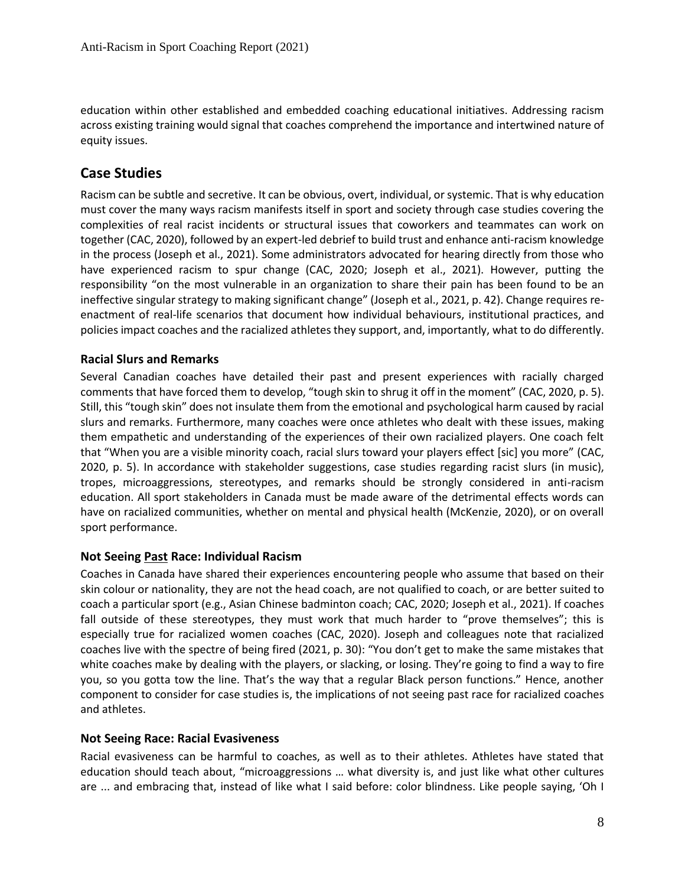education within other established and embedded coaching educational initiatives. Addressing racism across existing training would signal that coaches comprehend the importance and intertwined nature of equity issues.

## Case Studies

Racism can be subtle and secretive. It can be obvious, overt, individual, or systemic. That is why education must cover the many ways racism manifests itself in sport and society through case studies covering the complexities of real racist incidents or structural issues that coworkers and teammates can work on together (CAC, 2020), followed by an expert-led debrief to build trust and enhance anti-racism knowledge in the process (Joseph et al., 2021). Some administrators advocated for hearing directly from those who have experienced racism to spur change (CAC, 2020; Joseph et al., 2021). However, putting the responsibility "on the most vulnerable in an organization to share their pain has been found to be an ineffective singular strategy to making significant change" (Joseph et al., 2021, p. 42). Change requires re-enactment of real-life scenarios that document how individual behaviours, institutional practices, and policies impact coaches and the racialized athletes they support, and, importantly, what to do differently.

### Racial Slurs and Remarks

Several Canadian coaches have detailed their past and present experiences with racially charged comments that have forced them to develop, "tough skin to shrug it off in the moment" (CAC, 2020, p. 5). Still, this "tough skin" does not insulate them from the emotional and psychological harm caused by racial slurs and remarks. Furthermore, many coaches were once athletes who dealt with these issues, making them empathetic and understanding of the experiences of their own racialized players. One coach felt that "When you are a visible minority coach, racial slurs toward your players effect [sic] you more" (CAC, 2020, p. 5). In accordance with stakeholder suggestions, case studies regarding racist slurs (in music), tropes, microaggressions, stereotypes, and remarks should be strongly considered in anti-racism education. All sport stakeholders in Canada must be made aware of the detrimental effects words can have on racialized communities, whether on mental and physical health (McKenzie, 2020), or on overall sport performance.

### Not Seeing <u>Past</u> Race: Individual Racism

Coaches in Canada have shared their experiences encountering people who assume that based on their skin colour or nationality, they are not the head coach, are not qualified to coach, or are better suited to coach a particular sport (e.g., Asian Chinese badminton coach; CAC, 2020; Joseph et al., 2021). If coaches fall outside of these stereotypes, they must work that much harder to "prove themselves"; this is especially true for racialized women coaches (CAC, 2020). Joseph and colleagues note that racialized coaches live with the spectre of being fired (2021, p. 30): "You don't get to make the same mistakes that white coaches make by dealing with the players, or slacking, or losing. They're going to find a way to fire you, so you gotta tow the line. That's the way that a regular Black person functions." Hence, another component to consider for case studies is, the implications of not seeing past race for racialized coaches and athletes.

### Not Seeing Race: Racial Evasiveness

Racial evasiveness can be harmful to coaches, as well as to their athletes. Athletes have stated that education should teach about, "microaggressions … what diversity is, and just like what other cultures are ... and embracing that, instead of like what I said before: color blindness. Like people saying, 'Oh I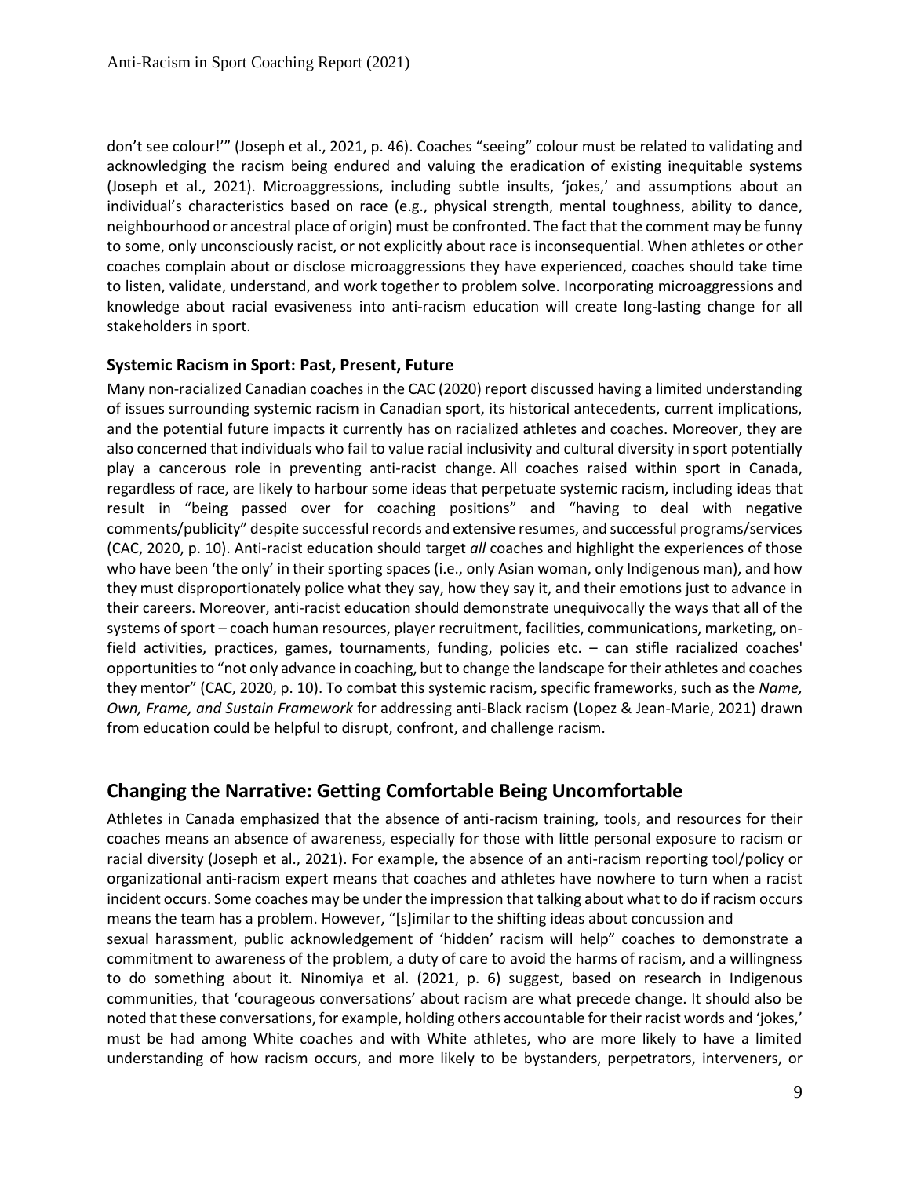don't see colour!'" (Joseph et al., 2021, p. 46). Coaches "seeing" colour must be related to validating and acknowledging the racism being endured and valuing the eradication of existing inequitable systems (Joseph et al., 2021). Microaggressions, including subtle insults, 'jokes,' and assumptions about an individual's characteristics based on race (e.g., physical strength, mental toughness, ability to dance, neighbourhood or ancestral place of origin) must be confronted. The fact that the comment may be funny to some, only unconsciously racist, or not explicitly about race is inconsequential. When athletes or other coaches complain about or disclose microaggressions they have experienced, coaches should take time to listen, validate, understand, and work together to problem solve. Incorporating microaggressions and knowledge about racial evasiveness into anti-racism education will create long-lasting change for all stakeholders in sport.

### Systemic Racism in Sport: Past, Present, Future

Many non-racialized Canadian coaches in the CAC (2020) report discussed having a limited understanding of issues surrounding systemic racism in Canadian sport, its historical antecedents, current implications, and the potential future impacts it currently has on racialized athletes and coaches. Moreover, they are also concerned that individuals who fail to value racial inclusivity and cultural diversity in sport potentially play a cancerous role in preventing anti-racist change. All coaches raised within sport in Canada, regardless of race, are likely to harbour some ideas that perpetuate systemic racism, including ideas that result in "being passed over for coaching positions" and "having to deal with negative comments/publicity" despite successful records and extensive resumes, and successful programs/services (CAC, 2020, p. 10). Anti-racist education should target *all* coaches and highlight the experiences of those who have been 'the only' in their sporting spaces (i.e., only Asian woman, only Indigenous man), and how they must disproportionately police what they say, how they say it, and their emotions just to advance in their careers. Moreover, anti-racist education should demonstrate unequivocally the ways that all of the systems of sport – coach human resources, player recruitment, facilities, communications, marketing, on-field activities, practices, games, tournaments, funding, policies etc. – can stifle racialized coaches' opportunities to "not only advance in coaching, but to change the landscape for their athletes and coaches they mentor" (CAC, 2020, p. 10). To combat this systemic racism, specific frameworks, such as the *Name, Own, Frame, and Sustain Framework* for addressing anti-Black racism (Lopez & Jean-Marie, 2021) drawn from education could be helpful to disrupt, confront, and challenge racism.

## Changing the Narrative: Getting Comfortable Being Uncomfortable

Athletes in Canada emphasized that the absence of anti-racism training, tools, and resources for their coaches means an absence of awareness, especially for those with little personal exposure to racism or racial diversity (Joseph et al., 2021). For example, the absence of an anti-racism reporting tool/policy or organizational anti-racism expert means that coaches and athletes have nowhere to turn when a racist incident occurs. Some coaches may be under the impression that talking about what to do if racism occurs means the team has a problem. However, "[s]imilar to the shifting ideas about concussion and sexual harassment, public acknowledgement of 'hidden' racism will help" coaches to demonstrate a commitment to awareness of the problem, a duty of care to avoid the harms of racism, and a willingness to do something about it. Ninomiya et al. (2021, p. 6) suggest, based on research in Indigenous communities, that 'courageous conversations' about racism are what precede change. It should also be noted that these conversations, for example, holding others accountable for their racist words and 'jokes,' must be had among White coaches and with White athletes, who are more likely to have a limited understanding of how racism occurs, and more likely to be bystanders, perpetrators, interveners, or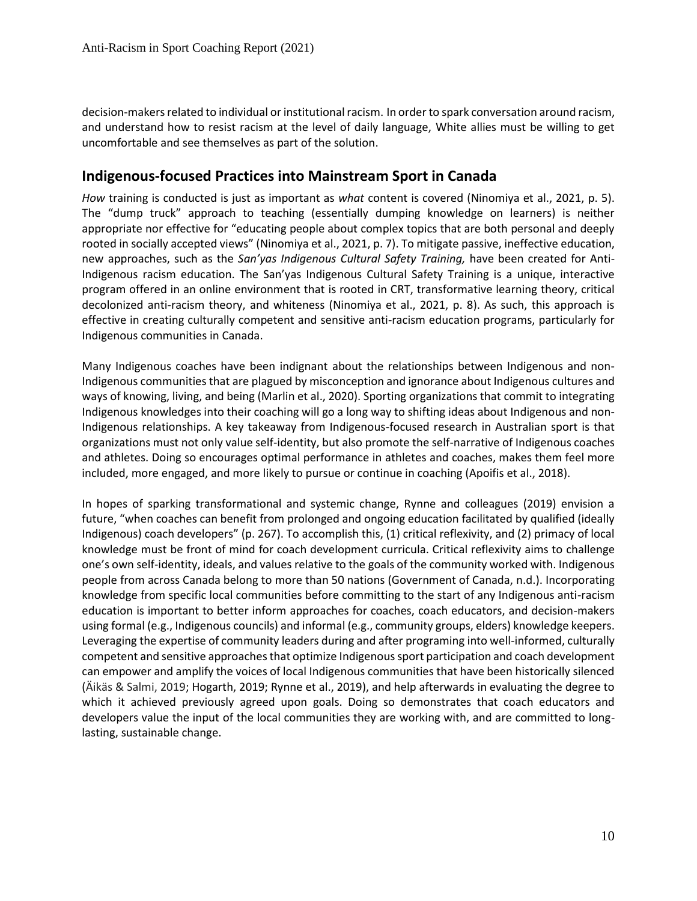decision-makers related to individual or institutional racism. In order to spark conversation around racism, and understand how to resist racism at the level of daily language, White allies must be willing to get uncomfortable and see themselves as part of the solution.

## Indigenous-focused Practices into Mainstream Sport in Canada

*How* training is conducted is just as important as *what* content is covered (Ninomiya et al., 2021, p. 5). The "dump truck" approach to teaching (essentially dumping knowledge on learners) is neither appropriate nor effective for "educating people about complex topics that are both personal and deeply rooted in socially accepted views" (Ninomiya et al., 2021, p. 7). To mitigate passive, ineffective education, new approaches, such as the *San'yas Indigenous Cultural Safety Training,* have been created for Anti-Indigenous racism education. The San'yas Indigenous Cultural Safety Training is a unique, interactive program offered in an online environment that is rooted in CRT, transformative learning theory, critical decolonized anti-racism theory, and whiteness (Ninomiya et al., 2021, p. 8). As such, this approach is effective in creating culturally competent and sensitive anti-racism education programs, particularly for Indigenous communities in Canada.

Many Indigenous coaches have been indignant about the relationships between Indigenous and non-Indigenous communities that are plagued by misconception and ignorance about Indigenous cultures and ways of knowing, living, and being (Marlin et al., 2020). Sporting organizations that commit to integrating Indigenous knowledges into their coaching will go a long way to shifting ideas about Indigenous and non-Indigenous relationships. A key takeaway from Indigenous-focused research in Australian sport is that organizations must not only value self-identity, but also promote the self-narrative of Indigenous coaches and athletes. Doing so encourages optimal performance in athletes and coaches, makes them feel more included, more engaged, and more likely to pursue or continue in coaching (Apoifis et al., 2018).

In hopes of sparking transformational and systemic change, Rynne and colleagues (2019) envision a future, "when coaches can benefit from prolonged and ongoing education facilitated by qualified (ideally Indigenous) coach developers" (p. 267). To accomplish this, (1) critical reflexivity, and (2) primacy of local knowledge must be front of mind for coach development curricula. Critical reflexivity aims to challenge one's own self-identity, ideals, and values relative to the goals of the community worked with. Indigenous people from across Canada belong to more than 50 nations (Government of Canada, n.d.). Incorporating knowledge from specific local communities before committing to the start of any Indigenous anti-racism education is important to better inform approaches for coaches, coach educators, and decision-makers using formal (e.g., Indigenous councils) and informal (e.g., community groups, elders) knowledge keepers. Leveraging the expertise of community leaders during and after programing into well-informed, culturally competent and sensitive approaches that optimize Indigenous sport participation and coach development can empower and amplify the voices of local Indigenous communities that have been historically silenced (Äikäs & Salmi, 2019; Hogarth, 2019; Rynne et al., 2019), and help afterwards in evaluating the degree to which it achieved previously agreed upon goals. Doing so demonstrates that coach educators and developers value the input of the local communities they are working with, and are committed to long-lasting, sustainable change.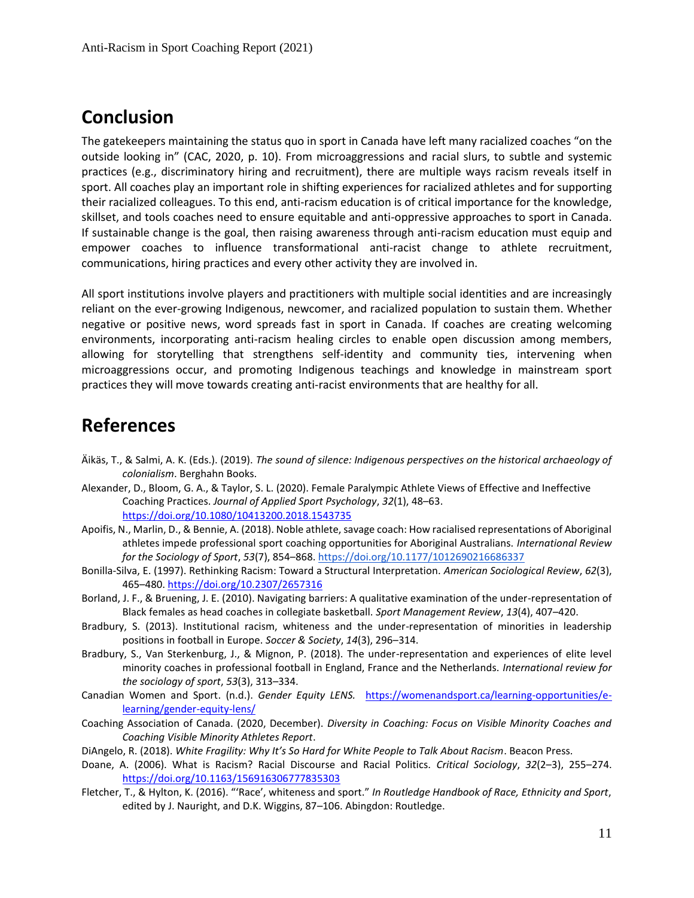## Conclusion

The gatekeepers maintaining the status quo in sport in Canada have left many racialized coaches "on the outside looking in" (CAC, 2020, p. 10). From microaggressions and racial slurs, to subtle and systemic practices (e.g., discriminatory hiring and recruitment), there are multiple ways racism reveals itself in sport. All coaches play an important role in shifting experiences for racialized athletes and for supporting their racialized colleagues. To this end, anti-racism education is of critical importance for the knowledge, skillset, and tools coaches need to ensure equitable and anti-oppressive approaches to sport in Canada. If sustainable change is the goal, then raising awareness through anti-racism education must equip and empower coaches to influence transformational anti-racist change to athlete recruitment, communications, hiring practices and every other activity they are involved in.

All sport institutions involve players and practitioners with multiple social identities and are increasingly reliant on the ever-growing Indigenous, newcomer, and racialized population to sustain them. Whether negative or positive news, word spreads fast in sport in Canada. If coaches are creating welcoming environments, incorporating anti-racism healing circles to enable open discussion among members, allowing for storytelling that strengthens self-identity and community ties, intervening when microaggressions occur, and promoting Indigenous teachings and knowledge in mainstream sport practices they will move towards creating anti-racist environments that are healthy for all.

## References

Äikäs, T., & Salmi, A. K. (Eds.). (2019). *The sound of silence: Indigenous perspectives on the historical archaeology of colonialism*. Berghahn Books.

Alexander, D., Bloom, G. A., & Taylor, S. L. (2020). Female Paralympic Athlete Views of Effective and Ineffective Coaching Practices. *Journal of Applied Sport Psychology*, *32*(1), 48–63. https://doi.org/10.1080/10413200.2018.1543735

Apoifis, N., Marlin, D., & Bennie, A. (2018). Noble athlete, savage coach: How racialised representations of Aboriginal athletes impede professional sport coaching opportunities for Aboriginal Australians. *International Review for the Sociology of Sport*, *53*(7), 854–868. https://doi.org/10.1177/1012690216686337

Bonilla-Silva, E. (1997). Rethinking Racism: Toward a Structural Interpretation. *American Sociological Review*, *62*(3), 465–480. https://doi.org/10.2307/2657316

Borland, J. F., & Bruening, J. E. (2010). Navigating barriers: A qualitative examination of the under-representation of Black females as head coaches in collegiate basketball. *Sport Management Review*, *13*(4), 407–420.

Bradbury, S. (2013). Institutional racism, whiteness and the under-representation of minorities in leadership positions in football in Europe. *Soccer & Society*, *14*(3), 296–314.

Bradbury, S., Van Sterkenburg, J., & Mignon, P. (2018). The under-representation and experiences of elite level minority coaches in professional football in England, France and the Netherlands. *International review for the sociology of sport*, *53*(3), 313–334.

Canadian Women and Sport. (n.d.). *Gender Equity LENS.* https://womenandsport.ca/learning-opportunities/e-learning/gender-equity-lens/

Coaching Association of Canada. (2020, December). *Diversity in Coaching: Focus on Visible Minority Coaches and Coaching Visible Minority Athletes Report*.

DiAngelo, R. (2018). *White Fragility: Why It's So Hard for White People to Talk About Racism*. Beacon Press.

Doane, A. (2006). What is Racism? Racial Discourse and Racial Politics. *Critical Sociology*, *32*(2–3), 255–274. https://doi.org/10.1163/156916306777835303

Fletcher, T., & Hylton, K. (2016). "'Race', whiteness and sport." *In Routledge Handbook of Race, Ethnicity and Sport*, edited by J. Nauright, and D.K. Wiggins, 87–106. Abingdon: Routledge.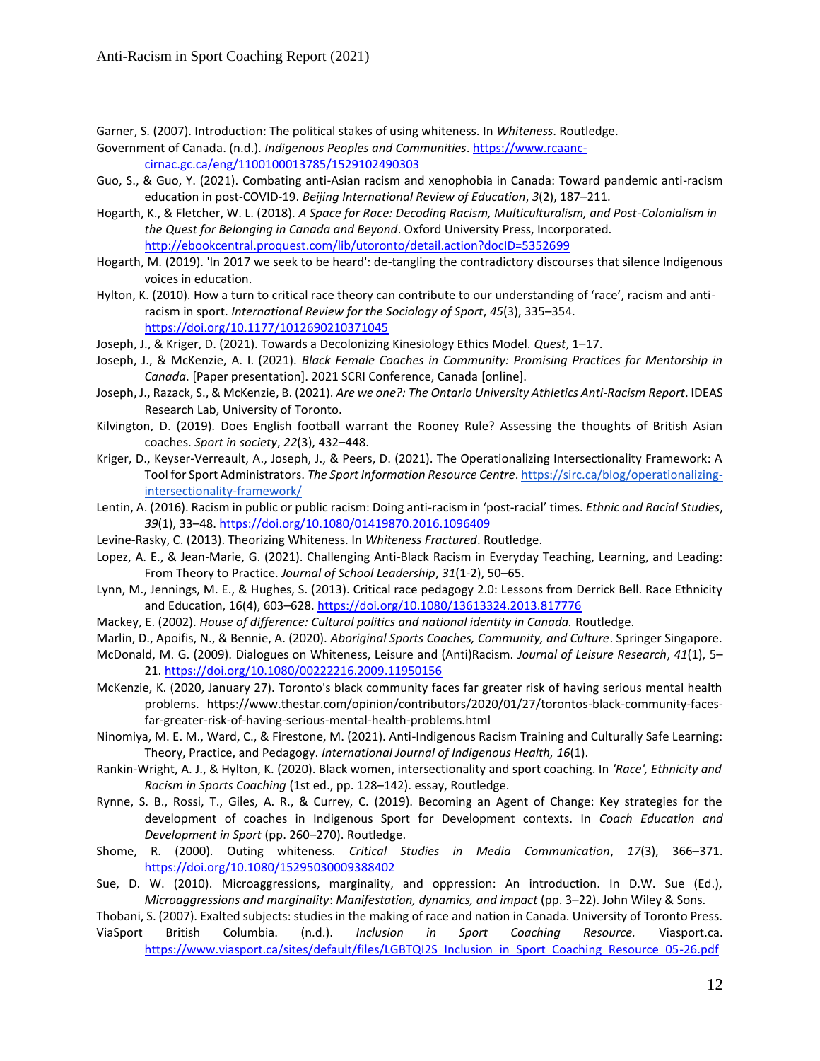Garner, S. (2007). Introduction: The political stakes of using whiteness. In *Whiteness*. Routledge.

Government of Canada. (n.d.). *Indigenous Peoples and Communities*. https://www.rcaanc-cirnac.gc.ca/eng/1100100013785/1529102490303

Guo, S., & Guo, Y. (2021). Combating anti-Asian racism and xenophobia in Canada: Toward pandemic anti-racism education in post-COVID-19. *Beijing International Review of Education*, *3*(2), 187–211.

Hogarth, K., & Fletcher, W. L. (2018). *A Space for Race: Decoding Racism, Multiculturalism, and Post-Colonialism in the Quest for Belonging in Canada and Beyond*. Oxford University Press, Incorporated. http://ebookcentral.proquest.com/lib/utoronto/detail.action?docID=5352699

Hogarth, M. (2019). 'In 2017 we seek to be heard': de-tangling the contradictory discourses that silence Indigenous voices in education.

Hylton, K. (2010). How a turn to critical race theory can contribute to our understanding of 'race', racism and anti-racism in sport. *International Review for the Sociology of Sport*, *45*(3), 335–354. https://doi.org/10.1177/1012690210371045

Joseph, J., & Kriger, D. (2021). Towards a Decolonizing Kinesiology Ethics Model. *Quest*, 1–17.

Joseph, J., & McKenzie, A. I. (2021). *Black Female Coaches in Community: Promising Practices for Mentorship in Canada*. [Paper presentation]. 2021 SCRI Conference, Canada [online].

Joseph, J., Razack, S., & McKenzie, B. (2021). *Are we one?: The Ontario University Athletics Anti-Racism Report*. IDEAS Research Lab, University of Toronto.

Kilvington, D. (2019). Does English football warrant the Rooney Rule? Assessing the thoughts of British Asian coaches. *Sport in society*, *22*(3), 432–448.

Kriger, D., Keyser-Verreault, A., Joseph, J., & Peers, D. (2021). The Operationalizing Intersectionality Framework: A Tool for Sport Administrators. *The Sport Information Resource Centre*. https://sirc.ca/blog/operationalizing-intersectionality-framework/

Lentin, A. (2016). Racism in public or public racism: Doing anti-racism in 'post-racial' times. *Ethnic and Racial Studies*, *39*(1), 33–48. https://doi.org/10.1080/01419870.2016.1096409

Levine-Rasky, C. (2013). Theorizing Whiteness. In *Whiteness Fractured*. Routledge.

Lopez, A. E., & Jean-Marie, G. (2021). Challenging Anti-Black Racism in Everyday Teaching, Learning, and Leading: From Theory to Practice. *Journal of School Leadership*, *31*(1-2), 50–65.

Lynn, M., Jennings, M. E., & Hughes, S. (2013). Critical race pedagogy 2.0: Lessons from Derrick Bell. Race Ethnicity and Education, 16(4), 603–628. https://doi.org/10.1080/13613324.2013.817776

Mackey, E. (2002). *House of difference: Cultural politics and national identity in Canada.* Routledge.

Marlin, D., Apoifis, N., & Bennie, A. (2020). *Aboriginal Sports Coaches, Community, and Culture*. Springer Singapore.

McDonald, M. G. (2009). Dialogues on Whiteness, Leisure and (Anti)Racism. *Journal of Leisure Research*, *41*(1), 5–21. https://doi.org/10.1080/00222216.2009.11950156

McKenzie, K. (2020, January 27). Toronto's black community faces far greater risk of having serious mental health problems. https://www.thestar.com/opinion/contributors/2020/01/27/torontos-black-community-faces-far-greater-risk-of-having-serious-mental-health-problems.html

Ninomiya, M. E. M., Ward, C., & Firestone, M. (2021). Anti-Indigenous Racism Training and Culturally Safe Learning: Theory, Practice, and Pedagogy. *International Journal of Indigenous Health, 16*(1).

Rankin-Wright, A. J., & Hylton, K. (2020). Black women, intersectionality and sport coaching. In *'Race', Ethnicity and Racism in Sports Coaching* (1st ed., pp. 128–142). essay, Routledge.

Rynne, S. B., Rossi, T., Giles, A. R., & Currey, C. (2019). Becoming an Agent of Change: Key strategies for the development of coaches in Indigenous Sport for Development contexts. In *Coach Education and Development in Sport* (pp. 260–270). Routledge.

Shome, R. (2000). Outing whiteness. *Critical Studies in Media Communication*, *17*(3), 366–371. https://doi.org/10.1080/15295030009388402

Sue, D. W. (2010). Microaggressions, marginality, and oppression: An introduction. In D.W. Sue (Ed.), *Microaggressions and marginality*: *Manifestation, dynamics, and impact* (pp. 3–22). John Wiley & Sons.

Thobani, S. (2007). Exalted subjects: studies in the making of race and nation in Canada. University of Toronto Press.

ViaSport British Columbia. (n.d.). *Inclusion in Sport Coaching Resource.* Viasport.ca. https://www.viasport.ca/sites/default/files/LGBTQI2S_Inclusion_in_Sport_Coaching_Resource_05-26.pdf